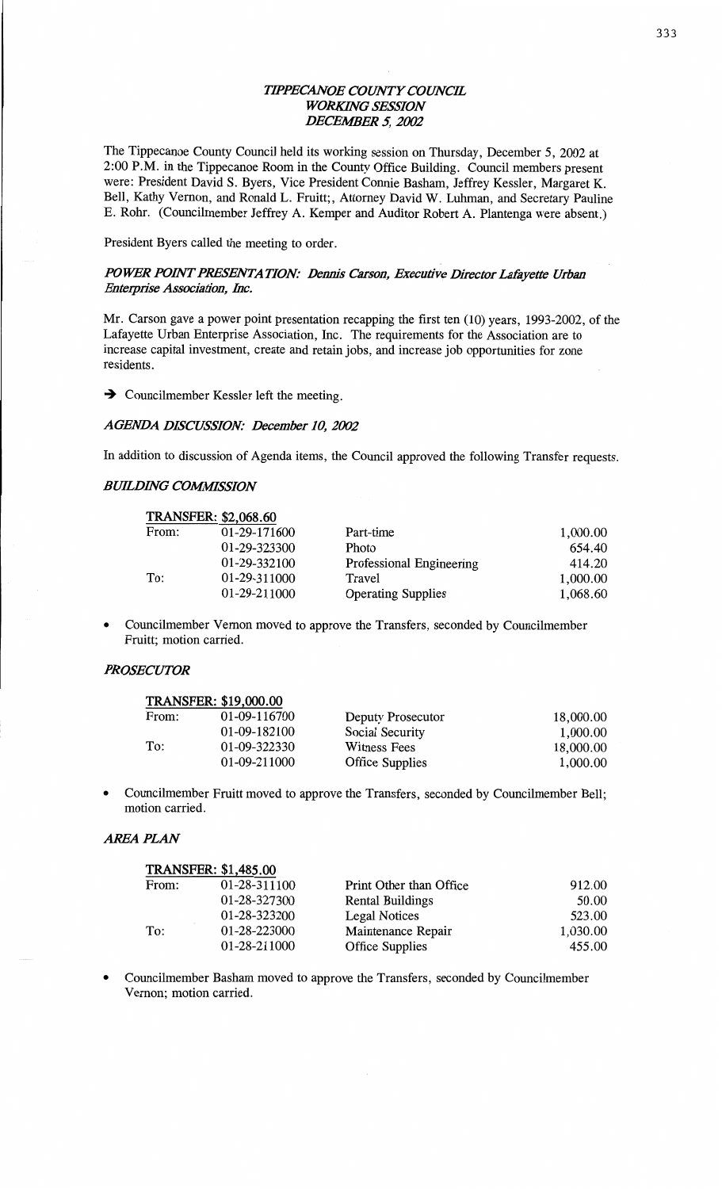# *TIPPECANOE COUNTY COUNCIL*
# *WORKING SESSION*
# *DECEMBER 5, 2002*

The Tippecanoe County Council held its working session on Thursday, December 5, 2002 at 2:00 P.M. in the Tippecanoe Room in the County Office Building. Council members present were: President David S. Byers, Vice President Connie Basham, Jeffrey Kessler, Margaret K. Bell, Kathy Vernon, and Ronald L. Fruitt;, Attorney David W. Luhman, and Secretary Pauline E. Rohr. (Councilmember Jeffrey A. Kemper and Auditor Robert A. Plantenga were absent.)

President Byers called the meeting to order.

### *POWER POINT PRESENTATION: Dennis Carson, Executive Director Lafayette Urban Enterprise Association, Inc.*

Mr. Carson gave a power point presentation recapping the first ten (10) years, 1993-2002, of the Lafayette Urban Enterprise Association, Inc. The requirements for the Association are to increase capital investment, create and retain jobs, and increase job opportunities for zone residents.

➔ Councilmember Kessler left the meeting.

### *AGENDA DISCUSSION: December 10, 2002*

In addition to discussion of Agenda items, the Council approved the following Transfer requests.

### *BUILDING COMMISSION*

**TRANSFER: $2,068.60**

| | | | |
|---|---|---|---|
| From: | 01-29-171600 | Part-time | 1,000.00 |
| | 01-29-323300 | Photo | 654.40 |
| | 01-29-332100 | Professional Engineering | 414.20 |
| To: | 01-29-311000 | Travel | 1,000.00 |
| | 01-29-211000 | Operating Supplies | 1,068.60 |

- Councilmember Vernon moved to approve the Transfers, seconded by Councilmember Fruitt; motion carried.

### *PROSECUTOR*

**TRANSFER: $19,000.00**

| | | | |
|---|---|---|---|
| From: | 01-09-116700 | Deputy Prosecutor | 18,000.00 |
| | 01-09-182100 | Social Security | 1,000.00 |
| To: | 01-09-322330 | Witness Fees | 18,000.00 |
| | 01-09-211000 | Office Supplies | 1,000.00 |

- Councilmember Fruitt moved to approve the Transfers, seconded by Councilmember Bell; motion carried.

### *AREA PLAN*

**TRANSFER: $1,485.00**

| | | | |
|---|---|---|---|
| From: | 01-28-311100 | Print Other than Office | 912.00 |
| | 01-28-327300 | Rental Buildings | 50.00 |
| | 01-28-323200 | Legal Notices | 523.00 |
| To: | 01-28-223000 | Maintenance Repair | 1,030.00 |
| | 01-28-211000 | Office Supplies | 455.00 |

- Councilmember Basham moved to approve the Transfers, seconded by Councilmember Vernon; motion carried.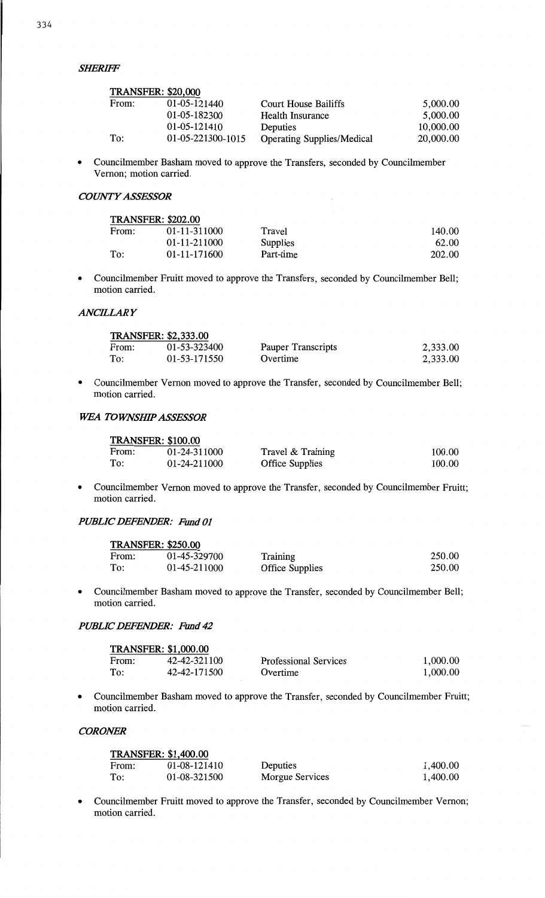### *SHERIFF*

| TRANSFER: $20,000 | | | |
|---|---|---|---|
| From: | 01-05-121440 | Court House Bailiffs | 5,000.00 |
| | 01-05-182300 | Health Insurance | 5,000.00 |
| | 01-05-121410 | Deputies | 10,000.00 |
| To: | 01-05-221300-1015 | Operating Supplies/Medical | 20,000.00 |

- Councilmember Basham moved to approve the Transfers, seconded by Councilmember Vernon; motion carried.

### *COUNTY ASSESSOR*

| TRANSFER: $202.00 | | | |
|---|---|---|---|
| From: | 01-11-311000 | Travel | 140.00 |
| | 01-11-211000 | Supplies | 62.00 |
| To: | 01-11-171600 | Part-time | 202.00 |

- Councilmember Fruitt moved to approve the Transfers, seconded by Councilmember Bell; motion carried.

### *ANCILLARY*

| TRANSFER: $2,333.00 | | | |
|---|---|---|---|
| From: | 01-53-323400 | Pauper Transcripts | 2,333.00 |
| To: | 01-53-171550 | Overtime | 2,333.00 |

- Councilmember Vernon moved to approve the Transfer, seconded by Councilmember Bell; motion carried.

### *WEA TOWNSHIP ASSESSOR*

| TRANSFER: $100.00 | | | |
|---|---|---|---|
| From: | 01-24-311000 | Travel & Training | 100.00 |
| To: | 01-24-211000 | Office Supplies | 100.00 |

- Councilmember Vernon moved to approve the Transfer, seconded by Councilmember Fruitt; motion carried.

### *PUBLIC DEFENDER: Fund 01*

| TRANSFER: $250.00 | | | |
|---|---|---|---|
| From: | 01-45-329700 | Training | 250.00 |
| To: | 01-45-211000 | Office Supplies | 250.00 |

- Councilmember Basham moved to approve the Transfer, seconded by Councilmember Bell; motion carried.

### *PUBLIC DEFENDER: Fund 42*

| TRANSFER: $1,000.00 | | | |
|---|---|---|---|
| From: | 42-42-321100 | Professional Services | 1,000.00 |
| To: | 42-42-171500 | Overtime | 1,000.00 |

- Councilmember Basham moved to approve the Transfer, seconded by Councilmember Fruitt; motion carried.

### *CORONER*

| TRANSFER: $1,400.00 | | | |
|---|---|---|---|
| From: | 01-08-121410 | Deputies | 1,400.00 |
| To: | 01-08-321500 | Morgue Services | 1,400.00 |

- Councilmember Fruitt moved to approve the Transfer, seconded by Councilmember Vernon; motion carried.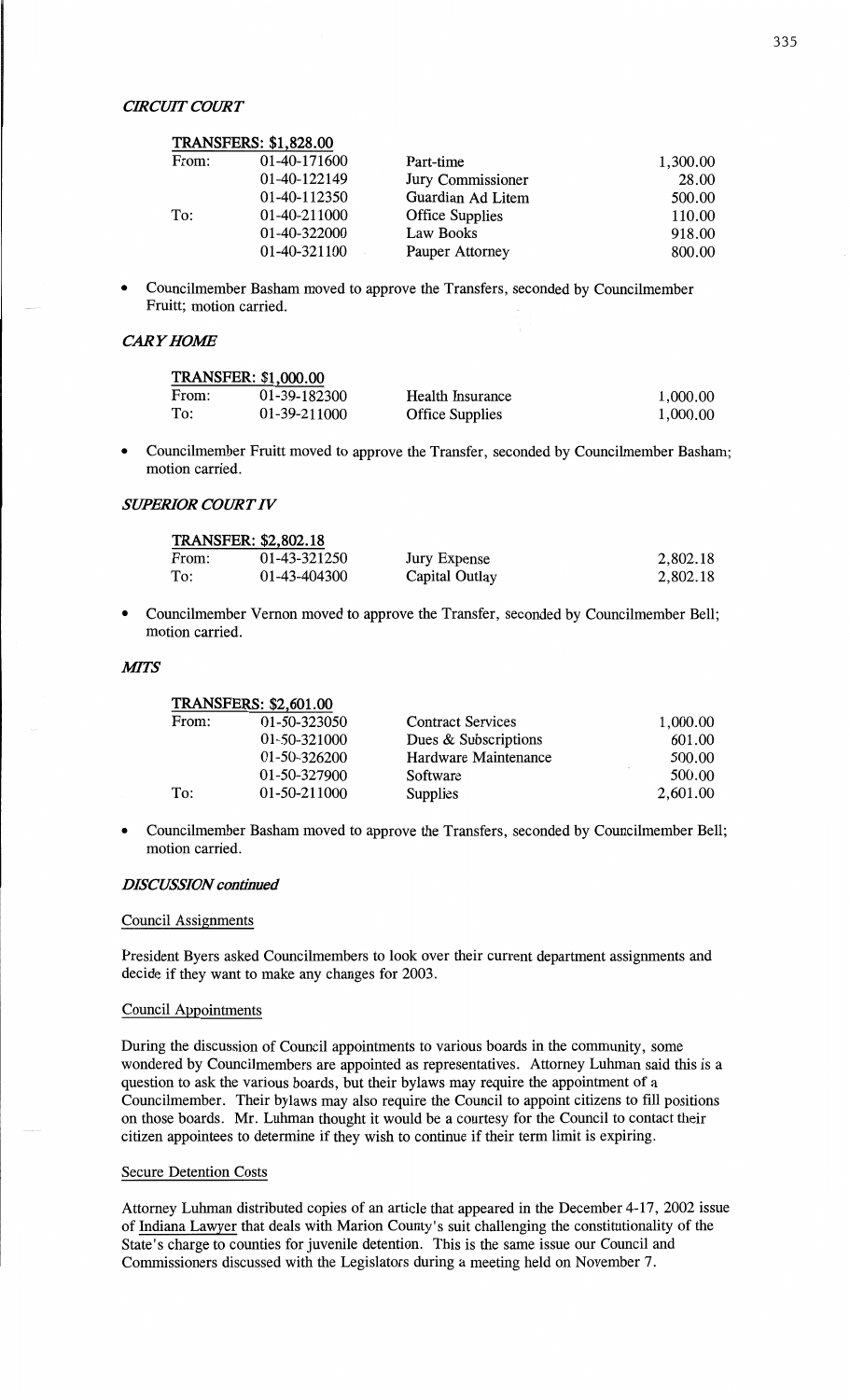*CIRCUIT COURT*

| TRANSFERS: $1,828.00 | | | |
|---|---|---|---|
| From: | 01-40-171600 | Part-time | 1,300.00 |
| | 01-40-122149 | Jury Commissioner | 28.00 |
| | 01-40-112350 | Guardian Ad Litem | 500.00 |
| To: | 01-40-211000 | Office Supplies | 110.00 |
| | 01-40-322000 | Law Books | 918.00 |
| | 01-40-321100 | Pauper Attorney | 800.00 |

- Councilmember Basham moved to approve the Transfers, seconded by Councilmember Fruitt; motion carried.

*CARY HOME*

| TRANSFER: $1,000.00 | | | |
|---|---|---|---|
| From: | 01-39-182300 | Health Insurance | 1,000.00 |
| To: | 01-39-211000 | Office Supplies | 1,000.00 |

- Councilmember Fruitt moved to approve the Transfer, seconded by Councilmember Basham; motion carried.

*SUPERIOR COURT IV*

| TRANSFER: $2,802.18 | | | |
|---|---|---|---|
| From: | 01-43-321250 | Jury Expense | 2,802.18 |
| To: | 01-43-404300 | Capital Outlay | 2,802.18 |

- Councilmember Vernon moved to approve the Transfer, seconded by Councilmember Bell; motion carried.

*MITS*

| TRANSFERS: $2,601.00 | | | |
|---|---|---|---|
| From: | 01-50-323050 | Contract Services | 1,000.00 |
| | 01-50-321000 | Dues & Subscriptions | 601.00 |
| | 01-50-326200 | Hardware Maintenance | 500.00 |
| | 01-50-327900 | Software | 500.00 |
| To: | 01-50-211000 | Supplies | 2,601.00 |

- Councilmember Basham moved to approve the Transfers, seconded by Councilmember Bell; motion carried.

*DISCUSSION continued*

Council Assignments

President Byers asked Councilmembers to look over their current department assignments and decide if they want to make any changes for 2003.

Council Appointments

During the discussion of Council appointments to various boards in the community, some wondered by Councilmembers are appointed as representatives. Attorney Luhman said this is a question to ask the various boards, but their bylaws may require the appointment of a Councilmember. Their bylaws may also require the Council to appoint citizens to fill positions on those boards. Mr. Luhman thought it would be a courtesy for the Council to contact their citizen appointees to determine if they wish to continue if their term limit is expiring.

Secure Detention Costs

Attorney Luhman distributed copies of an article that appeared in the December 4-17, 2002 issue of Indiana Lawyer that deals with Marion County's suit challenging the constitutionality of the State's charge to counties for juvenile detention. This is the same issue our Council and Commissioners discussed with the Legislators during a meeting held on November 7.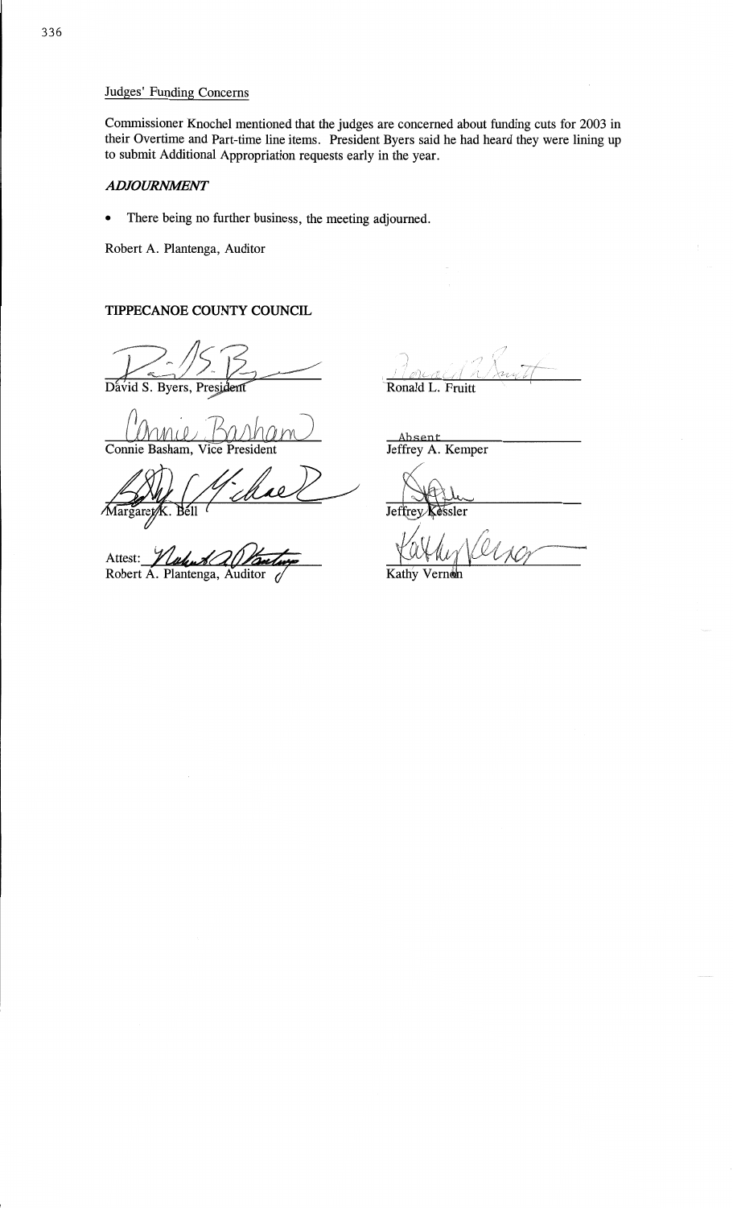Judges' Funding Concerns

Commissioner Knochel mentioned that the judges are concerned about funding cuts for 2003 in their Overtime and Part-time line items. President Byers said he had heard they were lining up to submit Additional Appropriation requests early in the year.

## *ADJOURNMENT*

- There being no further business, the meeting adjourned.

Robert A. Plantenga, Auditor

**TIPPECANOE COUNTY COUNCIL**

David S. Byers, President

Connie Basham, Vice President

Margaret K. Bell

Attest:
Robert A. Plantenga, Auditor

Ronald L. Fruitt

Absent
Jeffrey A. Kemper

Jeffrey Kessler

Kathy Vernon